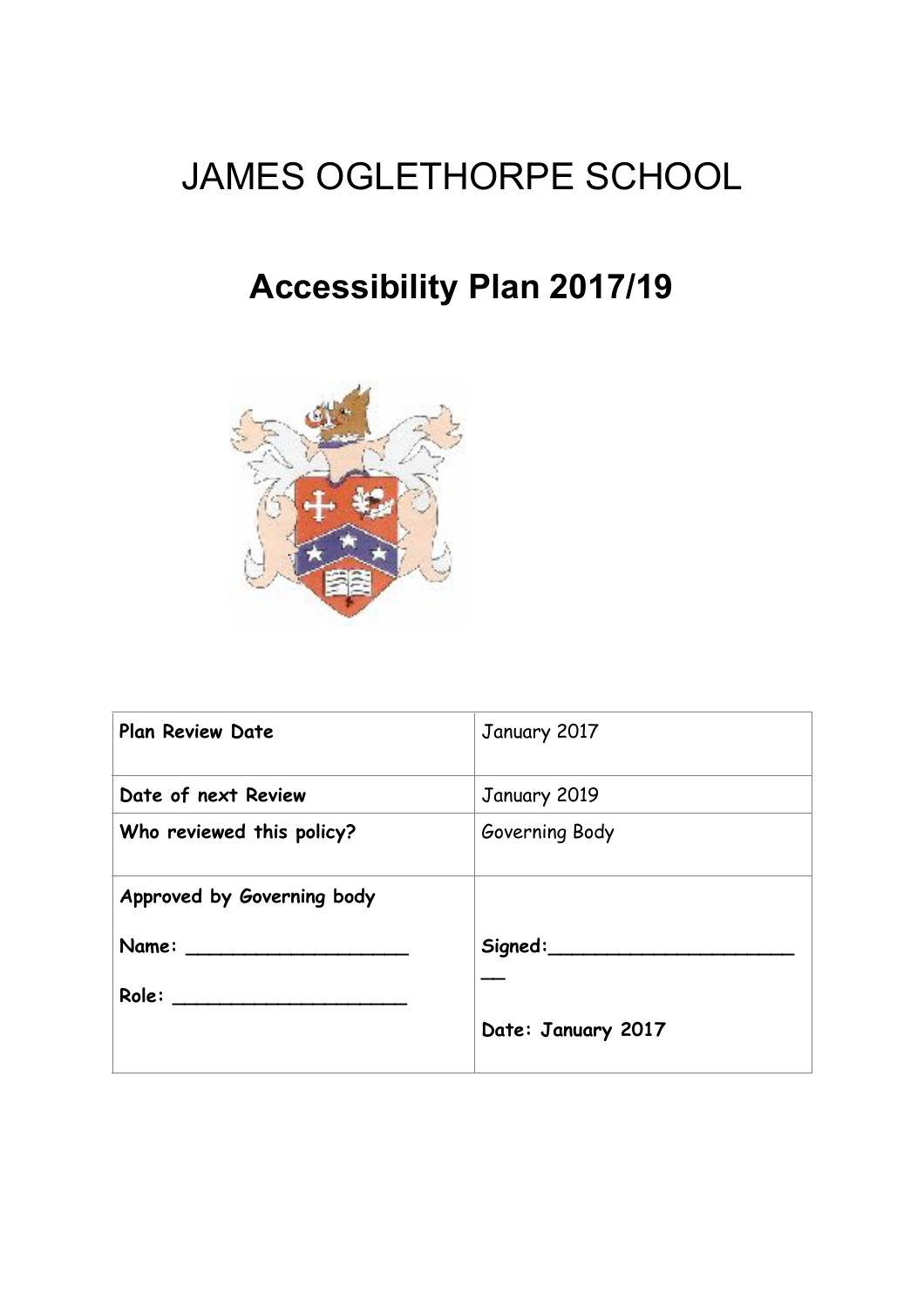# JAMES OGLETHORPE SCHOOL

## Accessibility Plan 2017/19

| Plan Review Date | January 2017 |
|---|---|
| Date of next Review | January 2019 |
| Who reviewed this policy? | Governing Body |
| **Approved by Governing body**<br><br>**Name:** ___________________<br><br>**Role:** ____________________ | <br><br>**Signed:**_____________________<br>__<br><br>**Date: January 2017** |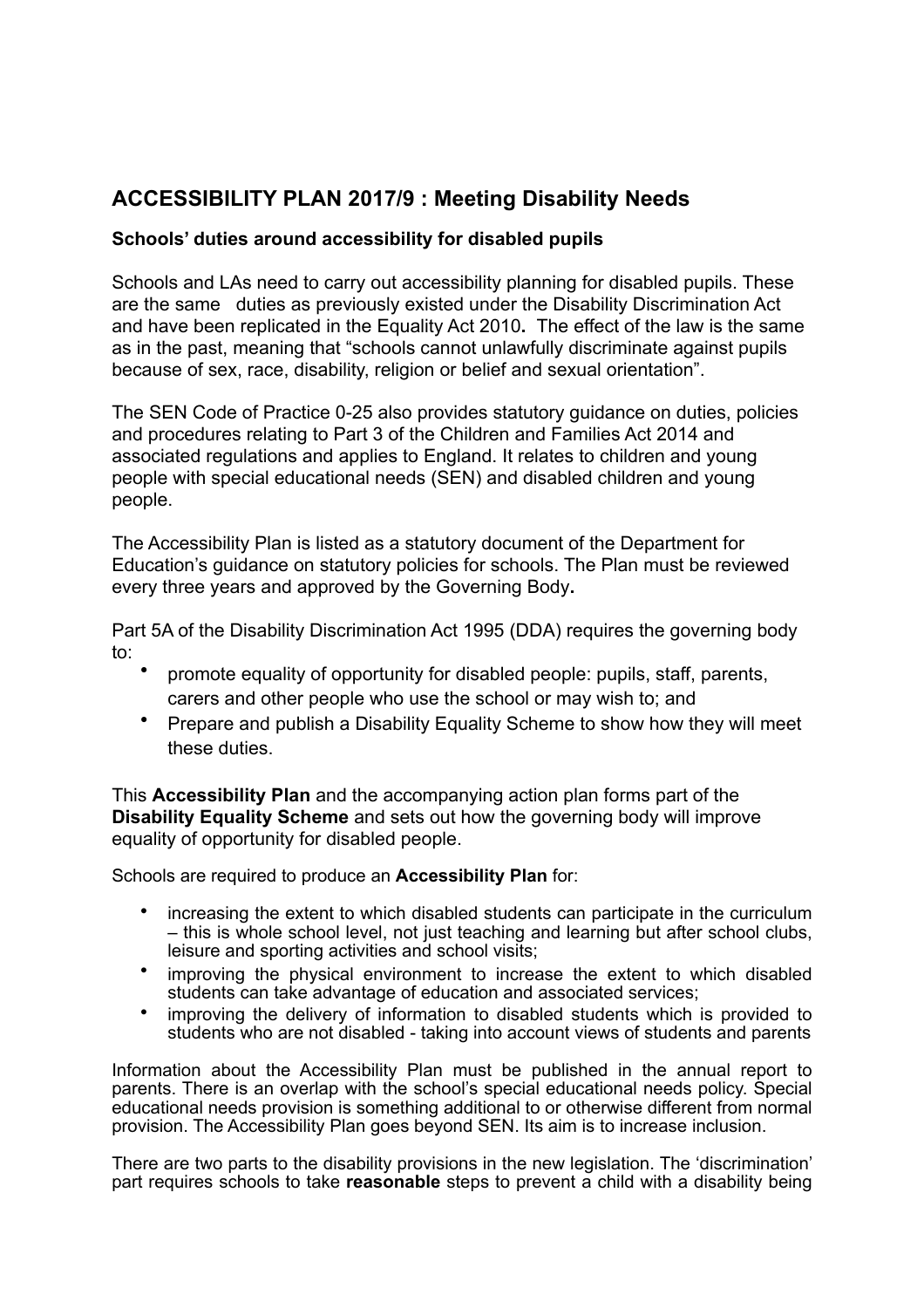## ACCESSIBILITY PLAN 2017/9 : Meeting Disability Needs

**Schools' duties around accessibility for disabled pupils**

Schools and LAs need to carry out accessibility planning for disabled pupils. These are the same duties as previously existed under the Disability Discrimination Act and have been replicated in the Equality Act 2010**.** The effect of the law is the same as in the past, meaning that "schools cannot unlawfully discriminate against pupils because of sex, race, disability, religion or belief and sexual orientation".

The SEN Code of Practice 0-25 also provides statutory guidance on duties, policies and procedures relating to Part 3 of the Children and Families Act 2014 and associated regulations and applies to England. It relates to children and young people with special educational needs (SEN) and disabled children and young people.

The Accessibility Plan is listed as a statutory document of the Department for Education's guidance on statutory policies for schools. The Plan must be reviewed every three years and approved by the Governing Body**.**

Part 5A of the Disability Discrimination Act 1995 (DDA) requires the governing body to:

- promote equality of opportunity for disabled people: pupils, staff, parents, carers and other people who use the school or may wish to; and
- Prepare and publish a Disability Equality Scheme to show how they will meet these duties.

This **Accessibility Plan** and the accompanying action plan forms part of the **Disability Equality Scheme** and sets out how the governing body will improve equality of opportunity for disabled people.

Schools are required to produce an **Accessibility Plan** for:

- increasing the extent to which disabled students can participate in the curriculum – this is whole school level, not just teaching and learning but after school clubs, leisure and sporting activities and school visits;
- improving the physical environment to increase the extent to which disabled students can take advantage of education and associated services;
- improving the delivery of information to disabled students which is provided to students who are not disabled - taking into account views of students and parents

Information about the Accessibility Plan must be published in the annual report to parents. There is an overlap with the school's special educational needs policy. Special educational needs provision is something additional to or otherwise different from normal provision. The Accessibility Plan goes beyond SEN. Its aim is to increase inclusion.

There are two parts to the disability provisions in the new legislation. The 'discrimination' part requires schools to take **reasonable** steps to prevent a child with a disability being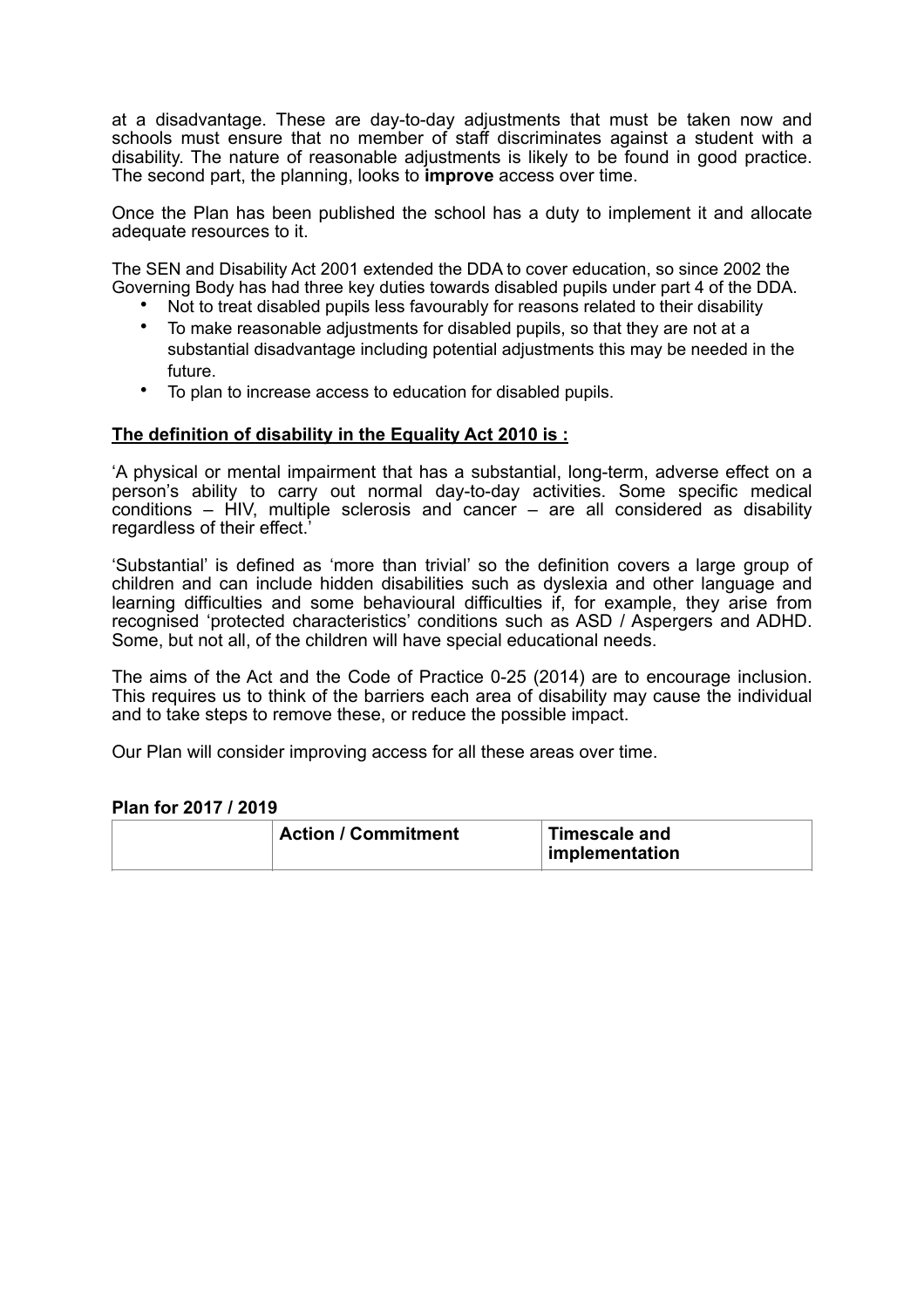at a disadvantage. These are day-to-day adjustments that must be taken now and schools must ensure that no member of staff discriminates against a student with a disability. The nature of reasonable adjustments is likely to be found in good practice. The second part, the planning, looks to **improve** access over time.

Once the Plan has been published the school has a duty to implement it and allocate adequate resources to it.

The SEN and Disability Act 2001 extended the DDA to cover education, so since 2002 the Governing Body has had three key duties towards disabled pupils under part 4 of the DDA.

- Not to treat disabled pupils less favourably for reasons related to their disability
- To make reasonable adjustments for disabled pupils, so that they are not at a substantial disadvantage including potential adjustments this may be needed in the future.
- To plan to increase access to education for disabled pupils.

**<u>The definition of disability in the Equality Act 2010 is :</u>**

'A physical or mental impairment that has a substantial, long-term, adverse effect on a person's ability to carry out normal day-to-day activities. Some specific medical conditions – HIV, multiple sclerosis and cancer – are all considered as disability regardless of their effect.'

'Substantial' is defined as 'more than trivial' so the definition covers a large group of children and can include hidden disabilities such as dyslexia and other language and learning difficulties and some behavioural difficulties if, for example, they arise from recognised 'protected characteristics' conditions such as ASD / Aspergers and ADHD. Some, but not all, of the children will have special educational needs.

The aims of the Act and the Code of Practice 0-25 (2014) are to encourage inclusion. This requires us to think of the barriers each area of disability may cause the individual and to take steps to remove these, or reduce the possible impact.

Our Plan will consider improving access for all these areas over time.

**Plan for 2017 / 2019**

| | Action / Commitment | Timescale and implementation |
|---|---|---|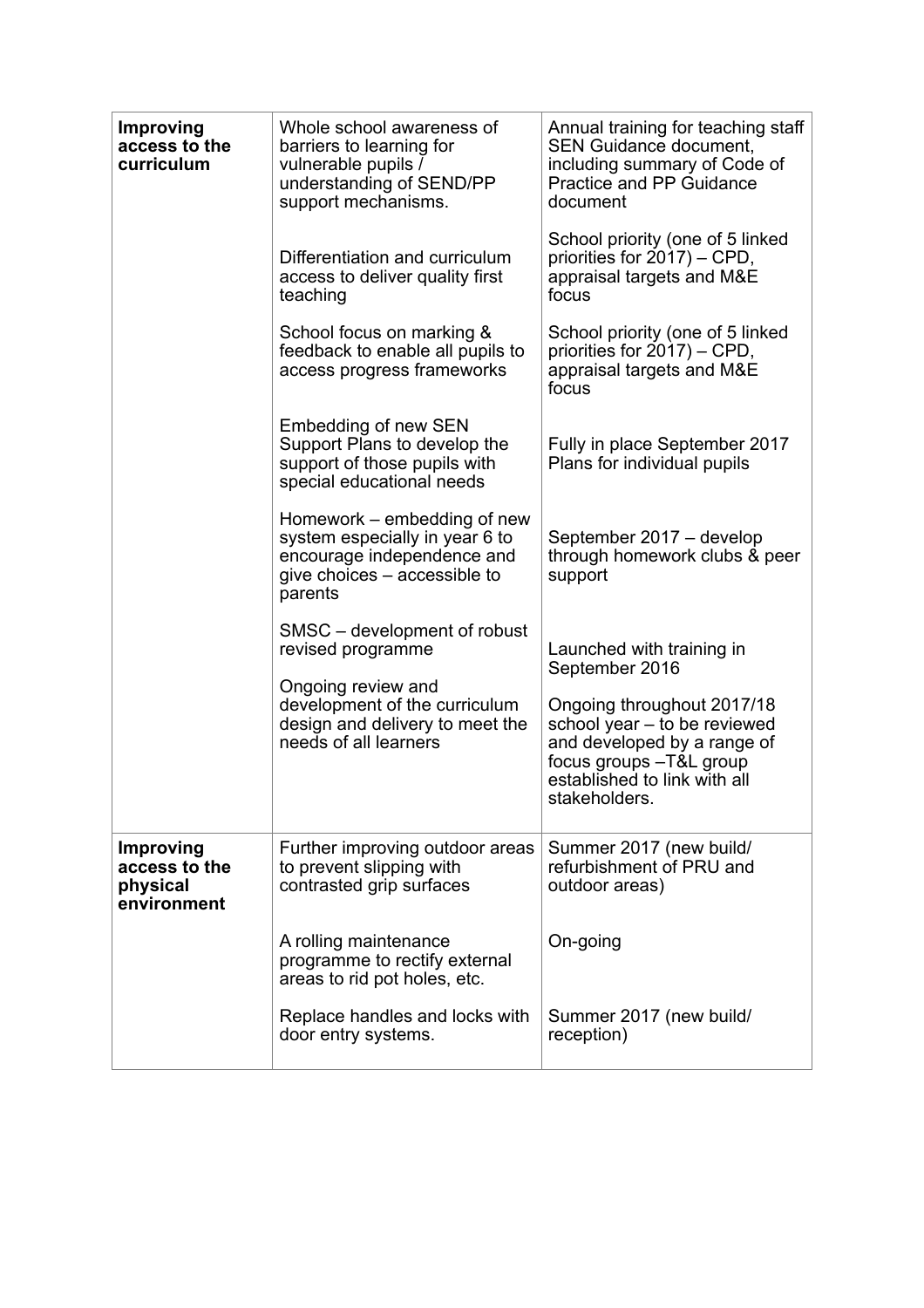| | | |
|---|---|---|
| **Improving access to the curriculum** | Whole school awareness of barriers to learning for vulnerable pupils / understanding of SEND/PP support mechanisms. | Annual training for teaching staff SEN Guidance document, including summary of Code of Practice and PP Guidance document |
| | Differentiation and curriculum access to deliver quality first teaching | School priority (one of 5 linked priorities for 2017) – CPD, appraisal targets and M&E focus |
| | School focus on marking & feedback to enable all pupils to access progress frameworks | School priority (one of 5 linked priorities for 2017) – CPD, appraisal targets and M&E focus |
| | Embedding of new SEN Support Plans to develop the support of those pupils with special educational needs | Fully in place September 2017 Plans for individual pupils |
| | Homework – embedding of new system especially in year 6 to encourage independence and give choices – accessible to parents | September 2017 – develop through homework clubs & peer support |
| | SMSC – development of robust revised programme | Launched with training in September 2016 |
| | Ongoing review and development of the curriculum design and delivery to meet the needs of all learners | Ongoing throughout 2017/18 school year – to be reviewed and developed by a range of focus groups –T&L group established to link with all stakeholders. |
| **Improving access to the physical environment** | Further improving outdoor areas to prevent slipping with contrasted grip surfaces | Summer 2017 (new build/ refurbishment of PRU and outdoor areas) |
| | A rolling maintenance programme to rectify external areas to rid pot holes, etc. | On-going |
| | Replace handles and locks with door entry systems. | Summer 2017 (new build/ reception) |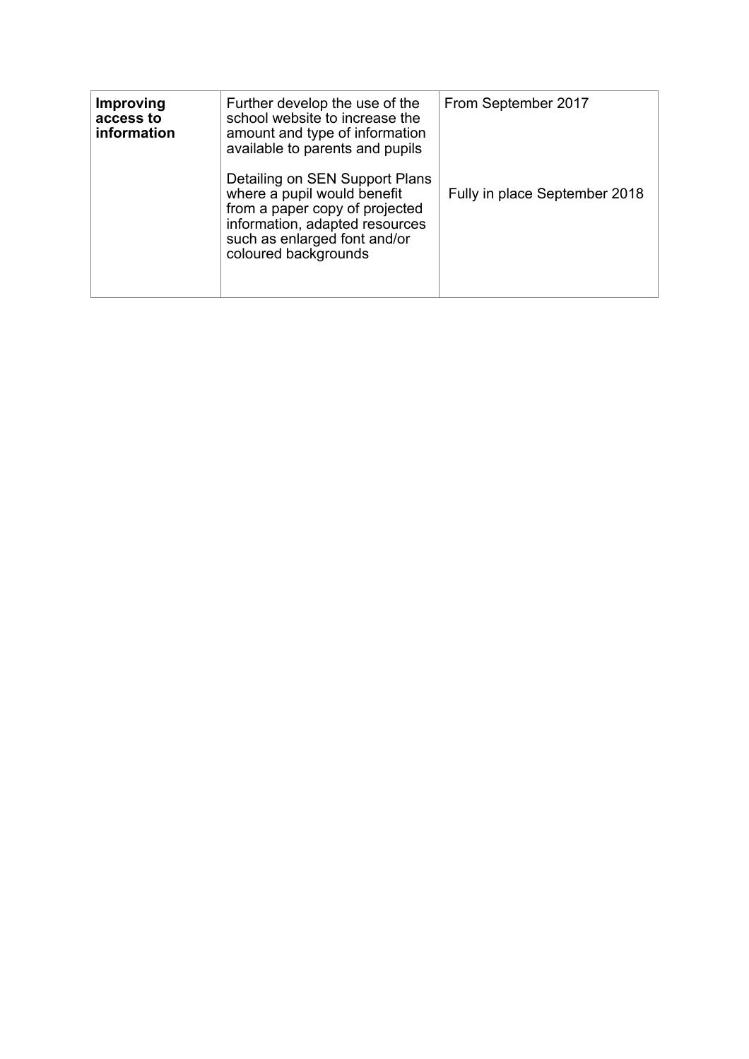| | | |
|---|---|---|
| **Improving access to information** | Further develop the use of the school website to increase the amount and type of information available to parents and pupils<br><br>Detailing on SEN Support Plans where a pupil would benefit from a paper copy of projected information, adapted resources such as enlarged font and/or coloured backgrounds | From September 2017<br><br>Fully in place September 2018 |